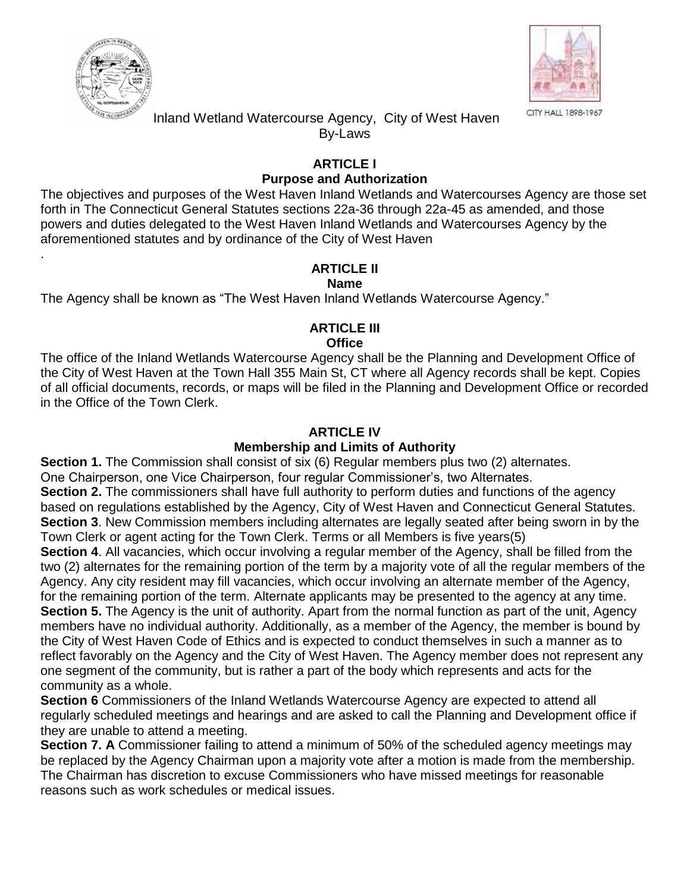Inland Wetland Watercourse Agency, City of West Haven
By-Laws

CITY HALL 1898-1967

## ARTICLE I
### Purpose and Authorization

The objectives and purposes of the West Haven Inland Wetlands and Watercourses Agency are those set forth in The Connecticut General Statutes sections 22a-36 through 22a-45 as amended, and those powers and duties delegated to the West Haven Inland Wetlands and Watercourses Agency by the aforementioned statutes and by ordinance of the City of West Haven

.

## ARTICLE II
### Name

The Agency shall be known as "The West Haven Inland Wetlands Watercourse Agency."

## ARTICLE III
### Office

The office of the Inland Wetlands Watercourse Agency shall be the Planning and Development Office of the City of West Haven at the Town Hall 355 Main St, CT where all Agency records shall be kept. Copies of all official documents, records, or maps will be filed in the Planning and Development Office or recorded in the Office of the Town Clerk.

## ARTICLE IV
### Membership and Limits of Authority

**Section 1.** The Commission shall consist of six (6) Regular members plus two (2) alternates. One Chairperson, one Vice Chairperson, four regular Commissioner's, two Alternates.

**Section 2.** The commissioners shall have full authority to perform duties and functions of the agency based on regulations established by the Agency, City of West Haven and Connecticut General Statutes.

**Section 3**. New Commission members including alternates are legally seated after being sworn in by the Town Clerk or agent acting for the Town Clerk. Terms or all Members is five years(5)

**Section 4**. All vacancies, which occur involving a regular member of the Agency, shall be filled from the two (2) alternates for the remaining portion of the term by a majority vote of all the regular members of the Agency. Any city resident may fill vacancies, which occur involving an alternate member of the Agency, for the remaining portion of the term. Alternate applicants may be presented to the agency at any time.

**Section 5.** The Agency is the unit of authority. Apart from the normal function as part of the unit, Agency members have no individual authority. Additionally, as a member of the Agency, the member is bound by the City of West Haven Code of Ethics and is expected to conduct themselves in such a manner as to reflect favorably on the Agency and the City of West Haven. The Agency member does not represent any one segment of the community, but is rather a part of the body which represents and acts for the community as a whole.

**Section 6** Commissioners of the Inland Wetlands Watercourse Agency are expected to attend all regularly scheduled meetings and hearings and are asked to call the Planning and Development office if they are unable to attend a meeting.

**Section 7. A** Commissioner failing to attend a minimum of 50% of the scheduled agency meetings may be replaced by the Agency Chairman upon a majority vote after a motion is made from the membership. The Chairman has discretion to excuse Commissioners who have missed meetings for reasonable reasons such as work schedules or medical issues.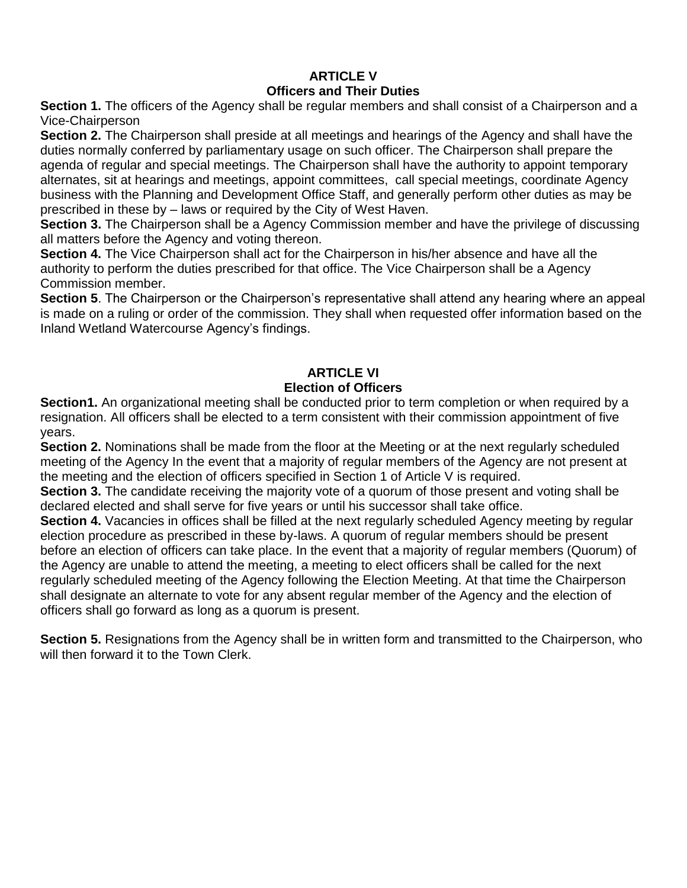## ARTICLE V
## Officers and Their Duties

**Section 1.** The officers of the Agency shall be regular members and shall consist of a Chairperson and a Vice-Chairperson

**Section 2.** The Chairperson shall preside at all meetings and hearings of the Agency and shall have the duties normally conferred by parliamentary usage on such officer. The Chairperson shall prepare the agenda of regular and special meetings. The Chairperson shall have the authority to appoint temporary alternates, sit at hearings and meetings, appoint committees, call special meetings, coordinate Agency business with the Planning and Development Office Staff, and generally perform other duties as may be prescribed in these by – laws or required by the City of West Haven.

**Section 3.** The Chairperson shall be a Agency Commission member and have the privilege of discussing all matters before the Agency and voting thereon.

**Section 4.** The Vice Chairperson shall act for the Chairperson in his/her absence and have all the authority to perform the duties prescribed for that office. The Vice Chairperson shall be a Agency Commission member.

**Section 5**. The Chairperson or the Chairperson's representative shall attend any hearing where an appeal is made on a ruling or order of the commission. They shall when requested offer information based on the Inland Wetland Watercourse Agency's findings.

## ARTICLE VI
## Election of Officers

**Section1.** An organizational meeting shall be conducted prior to term completion or when required by a resignation. All officers shall be elected to a term consistent with their commission appointment of five years.

**Section 2.** Nominations shall be made from the floor at the Meeting or at the next regularly scheduled meeting of the Agency In the event that a majority of regular members of the Agency are not present at the meeting and the election of officers specified in Section 1 of Article V is required.

**Section 3.** The candidate receiving the majority vote of a quorum of those present and voting shall be declared elected and shall serve for five years or until his successor shall take office.

**Section 4.** Vacancies in offices shall be filled at the next regularly scheduled Agency meeting by regular election procedure as prescribed in these by-laws. A quorum of regular members should be present before an election of officers can take place. In the event that a majority of regular members (Quorum) of the Agency are unable to attend the meeting, a meeting to elect officers shall be called for the next regularly scheduled meeting of the Agency following the Election Meeting. At that time the Chairperson shall designate an alternate to vote for any absent regular member of the Agency and the election of officers shall go forward as long as a quorum is present.

**Section 5.** Resignations from the Agency shall be in written form and transmitted to the Chairperson, who will then forward it to the Town Clerk.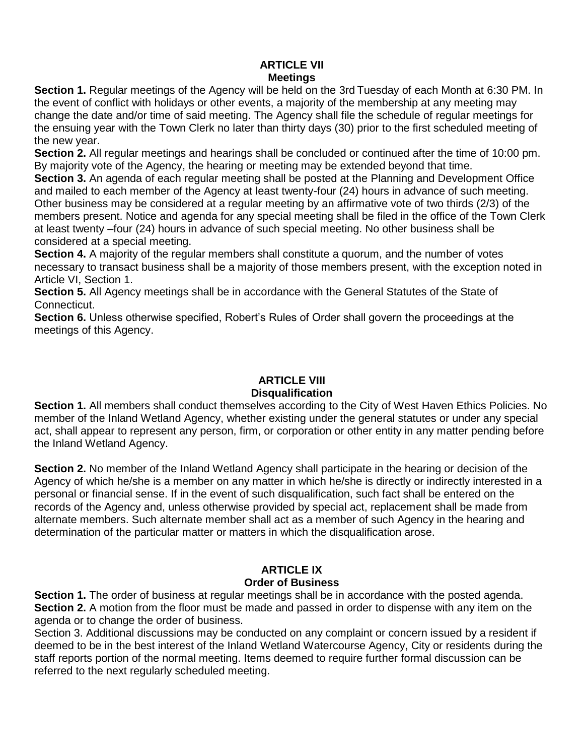## ARTICLE VII
## Meetings

**Section 1.** Regular meetings of the Agency will be held on the 3rd Tuesday of each Month at 6:30 PM. In the event of conflict with holidays or other events, a majority of the membership at any meeting may change the date and/or time of said meeting. The Agency shall file the schedule of regular meetings for the ensuing year with the Town Clerk no later than thirty days (30) prior to the first scheduled meeting of the new year.

**Section 2.** All regular meetings and hearings shall be concluded or continued after the time of 10:00 pm. By majority vote of the Agency, the hearing or meeting may be extended beyond that time.

**Section 3.** An agenda of each regular meeting shall be posted at the Planning and Development Office and mailed to each member of the Agency at least twenty-four (24) hours in advance of such meeting. Other business may be considered at a regular meeting by an affirmative vote of two thirds (2/3) of the members present. Notice and agenda for any special meeting shall be filed in the office of the Town Clerk at least twenty –four (24) hours in advance of such special meeting. No other business shall be considered at a special meeting.

**Section 4.** A majority of the regular members shall constitute a quorum, and the number of votes necessary to transact business shall be a majority of those members present, with the exception noted in Article VI, Section 1.

**Section 5.** All Agency meetings shall be in accordance with the General Statutes of the State of Connecticut.

**Section 6.** Unless otherwise specified, Robert's Rules of Order shall govern the proceedings at the meetings of this Agency.

## ARTICLE VIII
## Disqualification

**Section 1.** All members shall conduct themselves according to the City of West Haven Ethics Policies. No member of the Inland Wetland Agency, whether existing under the general statutes or under any special act, shall appear to represent any person, firm, or corporation or other entity in any matter pending before the Inland Wetland Agency.

**Section 2.** No member of the Inland Wetland Agency shall participate in the hearing or decision of the Agency of which he/she is a member on any matter in which he/she is directly or indirectly interested in a personal or financial sense. If in the event of such disqualification, such fact shall be entered on the records of the Agency and, unless otherwise provided by special act, replacement shall be made from alternate members. Such alternate member shall act as a member of such Agency in the hearing and determination of the particular matter or matters in which the disqualification arose.

## ARTICLE IX
## Order of Business

**Section 1.** The order of business at regular meetings shall be in accordance with the posted agenda.

**Section 2.** A motion from the floor must be made and passed in order to dispense with any item on the agenda or to change the order of business.

Section 3. Additional discussions may be conducted on any complaint or concern issued by a resident if deemed to be in the best interest of the Inland Wetland Watercourse Agency, City or residents during the staff reports portion of the normal meeting. Items deemed to require further formal discussion can be referred to the next regularly scheduled meeting.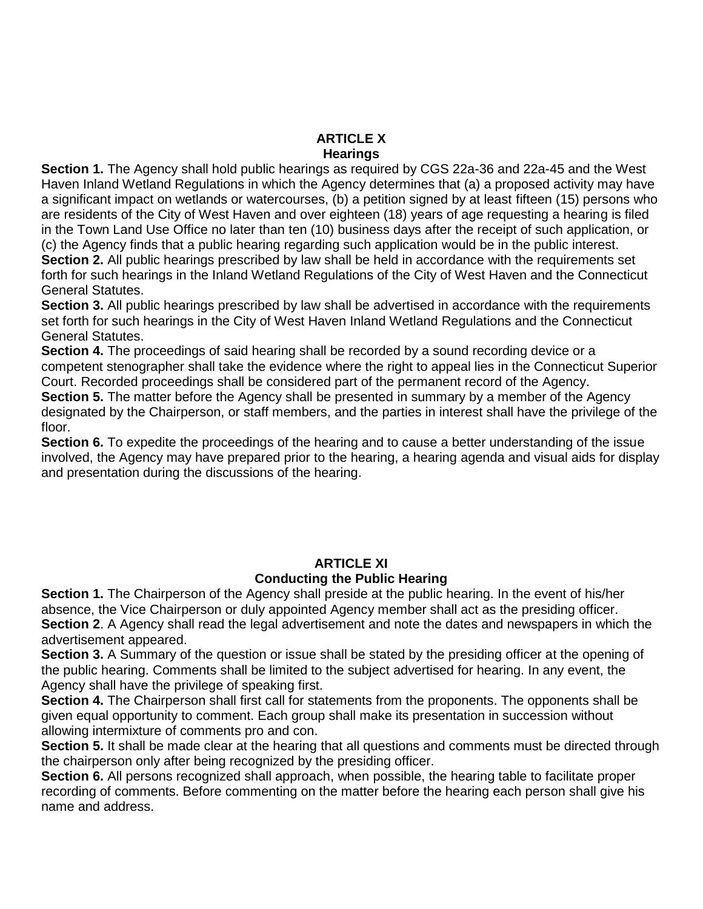## ARTICLE X
## Hearings

**Section 1.** The Agency shall hold public hearings as required by CGS 22a-36 and 22a-45 and the West Haven Inland Wetland Regulations in which the Agency determines that (a) a proposed activity may have a significant impact on wetlands or watercourses, (b) a petition signed by at least fifteen (15) persons who are residents of the City of West Haven and over eighteen (18) years of age requesting a hearing is filed in the Town Land Use Office no later than ten (10) business days after the receipt of such application, or (c) the Agency finds that a public hearing regarding such application would be in the public interest.

**Section 2.** All public hearings prescribed by law shall be held in accordance with the requirements set forth for such hearings in the Inland Wetland Regulations of the City of West Haven and the Connecticut General Statutes.

**Section 3.** All public hearings prescribed by law shall be advertised in accordance with the requirements set forth for such hearings in the City of West Haven Inland Wetland Regulations and the Connecticut General Statutes.

**Section 4.** The proceedings of said hearing shall be recorded by a sound recording device or a competent stenographer shall take the evidence where the right to appeal lies in the Connecticut Superior Court. Recorded proceedings shall be considered part of the permanent record of the Agency.

**Section 5.** The matter before the Agency shall be presented in summary by a member of the Agency designated by the Chairperson, or staff members, and the parties in interest shall have the privilege of the floor.

**Section 6.** To expedite the proceedings of the hearing and to cause a better understanding of the issue involved, the Agency may have prepared prior to the hearing, a hearing agenda and visual aids for display and presentation during the discussions of the hearing.

## ARTICLE XI
## Conducting the Public Hearing

**Section 1.** The Chairperson of the Agency shall preside at the public hearing. In the event of his/her absence, the Vice Chairperson or duly appointed Agency member shall act as the presiding officer.

**Section 2**. A Agency shall read the legal advertisement and note the dates and newspapers in which the advertisement appeared.

**Section 3.** A Summary of the question or issue shall be stated by the presiding officer at the opening of the public hearing. Comments shall be limited to the subject advertised for hearing. In any event, the Agency shall have the privilege of speaking first.

**Section 4.** The Chairperson shall first call for statements from the proponents. The opponents shall be given equal opportunity to comment. Each group shall make its presentation in succession without allowing intermixture of comments pro and con.

**Section 5.** It shall be made clear at the hearing that all questions and comments must be directed through the chairperson only after being recognized by the presiding officer.

**Section 6.** All persons recognized shall approach, when possible, the hearing table to facilitate proper recording of comments. Before commenting on the matter before the hearing each person shall give his name and address.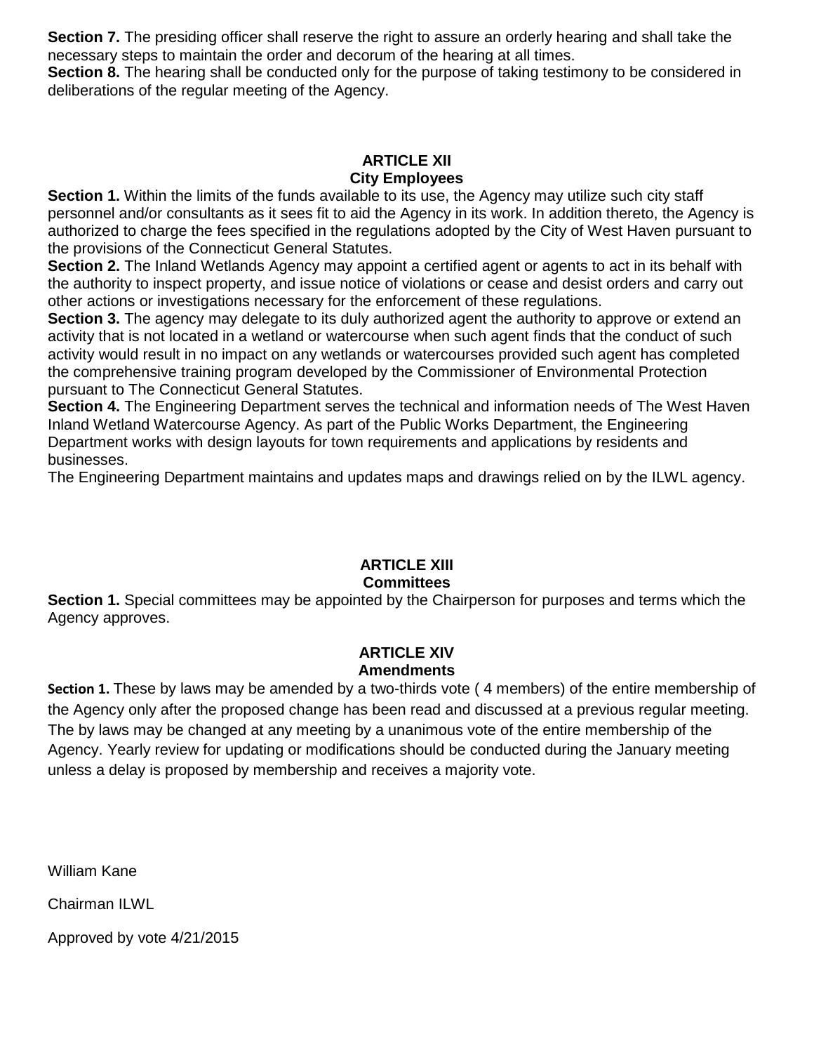**Section 7.** The presiding officer shall reserve the right to assure an orderly hearing and shall take the necessary steps to maintain the order and decorum of the hearing at all times.
**Section 8.** The hearing shall be conducted only for the purpose of taking testimony to be considered in deliberations of the regular meeting of the Agency.

## ARTICLE XII
## City Employees

**Section 1.** Within the limits of the funds available to its use, the Agency may utilize such city staff personnel and/or consultants as it sees fit to aid the Agency in its work. In addition thereto, the Agency is authorized to charge the fees specified in the regulations adopted by the City of West Haven pursuant to the provisions of the Connecticut General Statutes.
**Section 2.** The Inland Wetlands Agency may appoint a certified agent or agents to act in its behalf with the authority to inspect property, and issue notice of violations or cease and desist orders and carry out other actions or investigations necessary for the enforcement of these regulations.
**Section 3.** The agency may delegate to its duly authorized agent the authority to approve or extend an activity that is not located in a wetland or watercourse when such agent finds that the conduct of such activity would result in no impact on any wetlands or watercourses provided such agent has completed the comprehensive training program developed by the Commissioner of Environmental Protection pursuant to The Connecticut General Statutes.
**Section 4.** The Engineering Department serves the technical and information needs of The West Haven Inland Wetland Watercourse Agency. As part of the Public Works Department, the Engineering Department works with design layouts for town requirements and applications by residents and businesses.
The Engineering Department maintains and updates maps and drawings relied on by the ILWL agency.

## ARTICLE XIII
## Committees

**Section 1.** Special committees may be appointed by the Chairperson for purposes and terms which the Agency approves.

## ARTICLE XIV
## Amendments

**Section 1.** These by laws may be amended by a two-thirds vote ( 4 members) of the entire membership of the Agency only after the proposed change has been read and discussed at a previous regular meeting. The by laws may be changed at any meeting by a unanimous vote of the entire membership of the Agency. Yearly review for updating or modifications should be conducted during the January meeting unless a delay is proposed by membership and receives a majority vote.

William Kane

Chairman ILWL

Approved by vote 4/21/2015